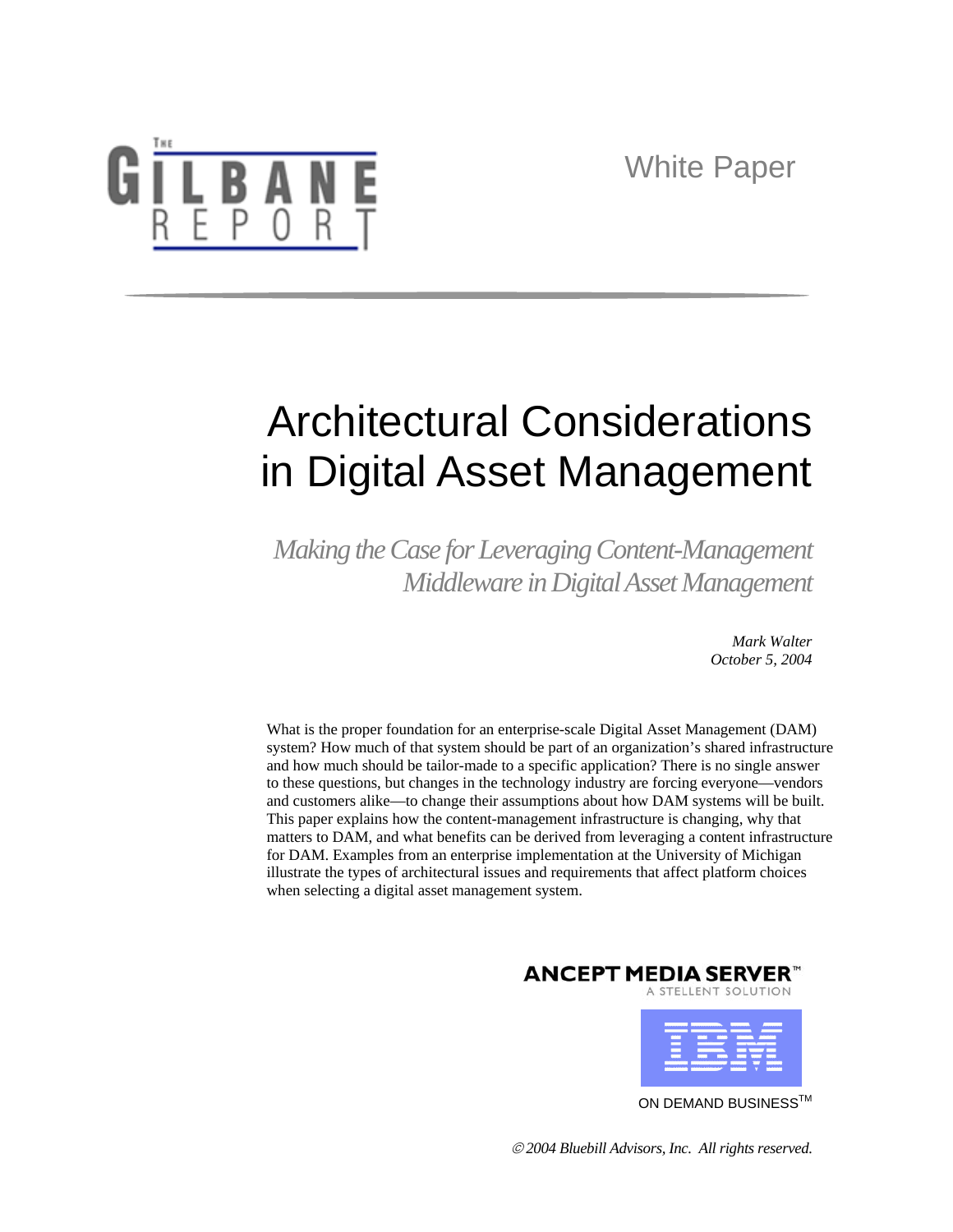THE GILBANE REPORT

White Paper

# Architectural Considerations in Digital Asset Management

*Making the Case for Leveraging Content-Management Middleware in Digital Asset Management*

*Mark Walter*
*October 5, 2004*

What is the proper foundation for an enterprise-scale Digital Asset Management (DAM) system? How much of that system should be part of an organization's shared infrastructure and how much should be tailor-made to a specific application? There is no single answer to these questions, but changes in the technology industry are forcing everyone—vendors and customers alike—to change their assumptions about how DAM systems will be built. This paper explains how the content-management infrastructure is changing, why that matters to DAM, and what benefits can be derived from leveraging a content infrastructure for DAM. Examples from an enterprise implementation at the University of Michigan illustrate the types of architectural issues and requirements that affect platform choices when selecting a digital asset management system.

ANCEPT MEDIA SERVER™
A STELLENT SOLUTION

IBM
ON DEMAND BUSINESS™

*© 2004 Bluebill Advisors, Inc. All rights reserved.*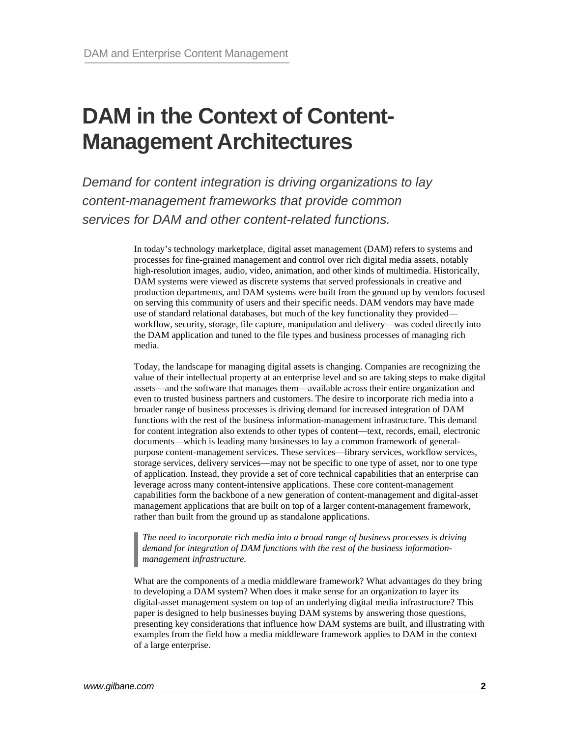# DAM in the Context of Content-Management Architectures

*Demand for content integration is driving organizations to lay content-management frameworks that provide common services for DAM and other content-related functions.*

In today's technology marketplace, digital asset management (DAM) refers to systems and processes for fine-grained management and control over rich digital media assets, notably high-resolution images, audio, video, animation, and other kinds of multimedia. Historically, DAM systems were viewed as discrete systems that served professionals in creative and production departments, and DAM systems were built from the ground up by vendors focused on serving this community of users and their specific needs. DAM vendors may have made use of standard relational databases, but much of the key functionality they provided—workflow, security, storage, file capture, manipulation and delivery—was coded directly into the DAM application and tuned to the file types and business processes of managing rich media.

Today, the landscape for managing digital assets is changing. Companies are recognizing the value of their intellectual property at an enterprise level and so are taking steps to make digital assets—and the software that manages them—available across their entire organization and even to trusted business partners and customers. The desire to incorporate rich media into a broader range of business processes is driving demand for increased integration of DAM functions with the rest of the business information-management infrastructure. This demand for content integration also extends to other types of content—text, records, email, electronic documents—which is leading many businesses to lay a common framework of general-purpose content-management services. These services—library services, workflow services, storage services, delivery services—may not be specific to one type of asset, nor to one type of application. Instead, they provide a set of core technical capabilities that an enterprise can leverage across many content-intensive applications. These core content-management capabilities form the backbone of a new generation of content-management and digital-asset management applications that are built on top of a larger content-management framework, rather than built from the ground up as standalone applications.

> *The need to incorporate rich media into a broad range of business processes is driving demand for integration of DAM functions with the rest of the business information-management infrastructure.*

What are the components of a media middleware framework? What advantages do they bring to developing a DAM system? When does it make sense for an organization to layer its digital-asset management system on top of an underlying digital media infrastructure? This paper is designed to help businesses buying DAM systems by answering those questions, presenting key considerations that influence how DAM systems are built, and illustrating with examples from the field how a media middleware framework applies to DAM in the context of a large enterprise.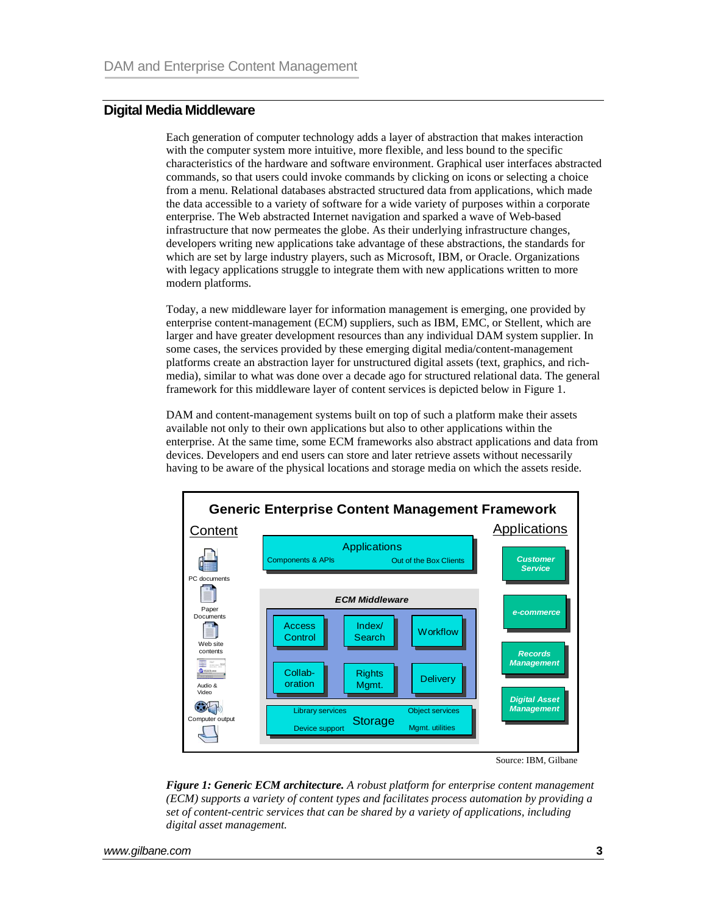## Digital Media Middleware

Each generation of computer technology adds a layer of abstraction that makes interaction with the computer system more intuitive, more flexible, and less bound to the specific characteristics of the hardware and software environment. Graphical user interfaces abstracted commands, so that users could invoke commands by clicking on icons or selecting a choice from a menu. Relational databases abstracted structured data from applications, which made the data accessible to a variety of software for a wide variety of purposes within a corporate enterprise. The Web abstracted Internet navigation and sparked a wave of Web-based infrastructure that now permeates the globe. As their underlying infrastructure changes, developers writing new applications take advantage of these abstractions, the standards for which are set by large industry players, such as Microsoft, IBM, or Oracle. Organizations with legacy applications struggle to integrate them with new applications written to more modern platforms.

Today, a new middleware layer for information management is emerging, one provided by enterprise content-management (ECM) suppliers, such as IBM, EMC, or Stellent, which are larger and have greater development resources than any individual DAM system supplier. In some cases, the services provided by these emerging digital media/content-management platforms create an abstraction layer for unstructured digital assets (text, graphics, and rich-media), similar to what was done over a decade ago for structured relational data. The general framework for this middleware layer of content services is depicted below in Figure 1.

DAM and content-management systems built on top of such a platform make their assets available not only to their own applications but also to other applications within the enterprise. At the same time, some ECM frameworks also abstract applications and data from devices. Developers and end users can store and later retrieve assets without necessarily having to be aware of the physical locations and storage media on which the assets reside.

**Generic Enterprise Content Management Framework**

Content: PC documents, Paper Documents, Web site contents, Audio & Video, Computer output

Applications (Components & APIs, Out of the Box Clients)

ECM Middleware: Access Control, Index/ Search, Workflow, Collab-oration, Rights Mgmt., Delivery

Storage: Library services, Object services, Device support, Mgmt. utilities

Applications: Customer Service, e-commerce, Records Management, Digital Asset Management

Source: IBM, Gilbane

***Figure 1: Generic ECM architecture.*** *A robust platform for enterprise content management (ECM) supports a variety of content types and facilitates process automation by providing a set of content-centric services that can be shared by a variety of applications, including digital asset management.*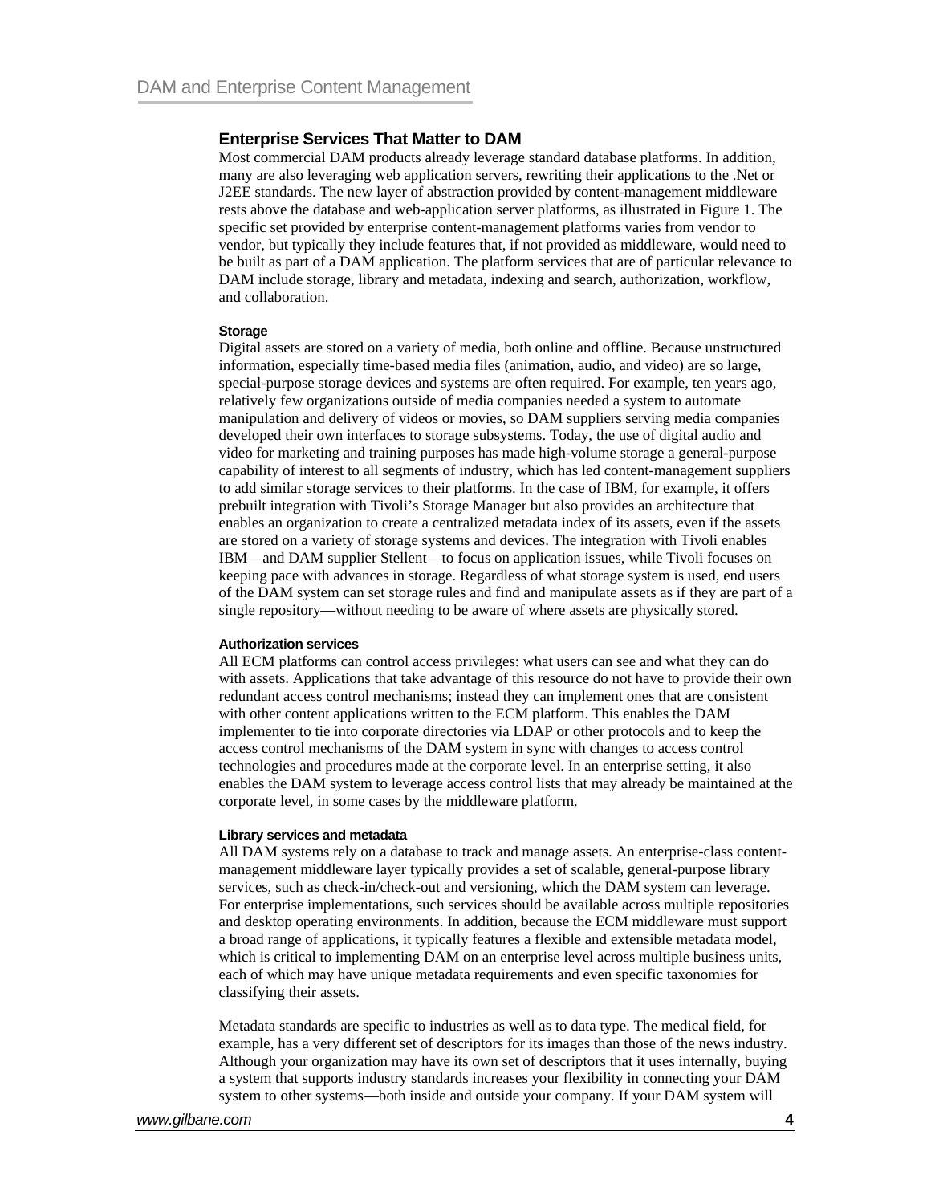## Enterprise Services That Matter to DAM

Most commercial DAM products already leverage standard database platforms. In addition, many are also leveraging web application servers, rewriting their applications to the .Net or J2EE standards. The new layer of abstraction provided by content-management middleware rests above the database and web-application server platforms, as illustrated in Figure 1. The specific set provided by enterprise content-management platforms varies from vendor to vendor, but typically they include features that, if not provided as middleware, would need to be built as part of a DAM application. The platform services that are of particular relevance to DAM include storage, library and metadata, indexing and search, authorization, workflow, and collaboration.

#### Storage

Digital assets are stored on a variety of media, both online and offline. Because unstructured information, especially time-based media files (animation, audio, and video) are so large, special-purpose storage devices and systems are often required. For example, ten years ago, relatively few organizations outside of media companies needed a system to automate manipulation and delivery of videos or movies, so DAM suppliers serving media companies developed their own interfaces to storage subsystems. Today, the use of digital audio and video for marketing and training purposes has made high-volume storage a general-purpose capability of interest to all segments of industry, which has led content-management suppliers to add similar storage services to their platforms. In the case of IBM, for example, it offers prebuilt integration with Tivoli's Storage Manager but also provides an architecture that enables an organization to create a centralized metadata index of its assets, even if the assets are stored on a variety of storage systems and devices. The integration with Tivoli enables IBM—and DAM supplier Stellent—to focus on application issues, while Tivoli focuses on keeping pace with advances in storage. Regardless of what storage system is used, end users of the DAM system can set storage rules and find and manipulate assets as if they are part of a single repository—without needing to be aware of where assets are physically stored.

#### Authorization services

All ECM platforms can control access privileges: what users can see and what they can do with assets. Applications that take advantage of this resource do not have to provide their own redundant access control mechanisms; instead they can implement ones that are consistent with other content applications written to the ECM platform. This enables the DAM implementer to tie into corporate directories via LDAP or other protocols and to keep the access control mechanisms of the DAM system in sync with changes to access control technologies and procedures made at the corporate level. In an enterprise setting, it also enables the DAM system to leverage access control lists that may already be maintained at the corporate level, in some cases by the middleware platform.

#### Library services and metadata

All DAM systems rely on a database to track and manage assets. An enterprise-class content-management middleware layer typically provides a set of scalable, general-purpose library services, such as check-in/check-out and versioning, which the DAM system can leverage. For enterprise implementations, such services should be available across multiple repositories and desktop operating environments. In addition, because the ECM middleware must support a broad range of applications, it typically features a flexible and extensible metadata model, which is critical to implementing DAM on an enterprise level across multiple business units, each of which may have unique metadata requirements and even specific taxonomies for classifying their assets.

Metadata standards are specific to industries as well as to data type. The medical field, for example, has a very different set of descriptors for its images than those of the news industry. Although your organization may have its own set of descriptors that it uses internally, buying a system that supports industry standards increases your flexibility in connecting your DAM system to other systems—both inside and outside your company. If your DAM system will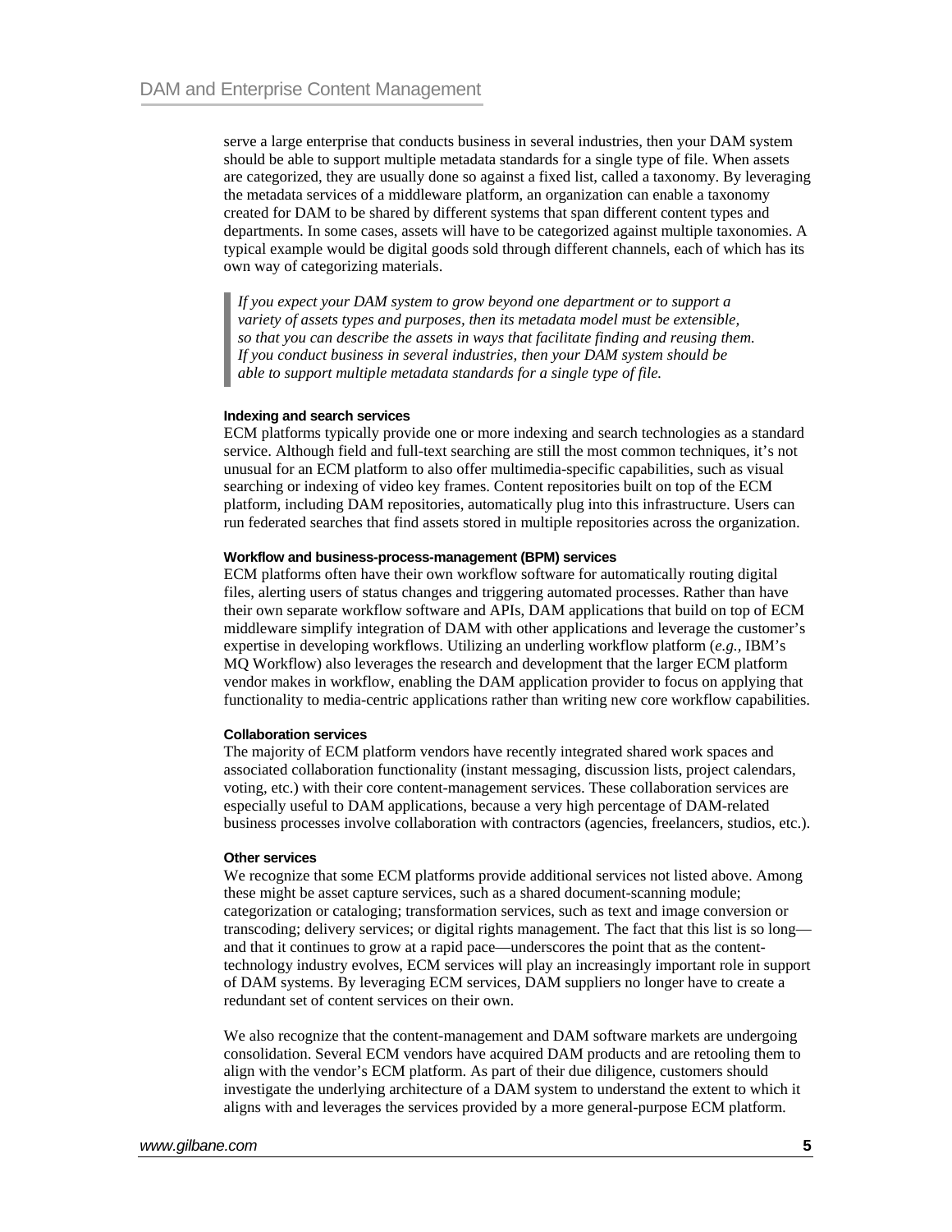serve a large enterprise that conducts business in several industries, then your DAM system should be able to support multiple metadata standards for a single type of file. When assets are categorized, they are usually done so against a fixed list, called a taxonomy. By leveraging the metadata services of a middleware platform, an organization can enable a taxonomy created for DAM to be shared by different systems that span different content types and departments. In some cases, assets will have to be categorized against multiple taxonomies. A typical example would be digital goods sold through different channels, each of which has its own way of categorizing materials.

> *If you expect your DAM system to grow beyond one department or to support a variety of assets types and purposes, then its metadata model must be extensible, so that you can describe the assets in ways that facilitate finding and reusing them. If you conduct business in several industries, then your DAM system should be able to support multiple metadata standards for a single type of file.*

#### Indexing and search services

ECM platforms typically provide one or more indexing and search technologies as a standard service. Although field and full-text searching are still the most common techniques, it's not unusual for an ECM platform to also offer multimedia-specific capabilities, such as visual searching or indexing of video key frames. Content repositories built on top of the ECM platform, including DAM repositories, automatically plug into this infrastructure. Users can run federated searches that find assets stored in multiple repositories across the organization.

#### Workflow and business-process-management (BPM) services

ECM platforms often have their own workflow software for automatically routing digital files, alerting users of status changes and triggering automated processes. Rather than have their own separate workflow software and APIs, DAM applications that build on top of ECM middleware simplify integration of DAM with other applications and leverage the customer's expertise in developing workflows. Utilizing an underling workflow platform (*e.g.*, IBM's MQ Workflow) also leverages the research and development that the larger ECM platform vendor makes in workflow, enabling the DAM application provider to focus on applying that functionality to media-centric applications rather than writing new core workflow capabilities.

#### Collaboration services

The majority of ECM platform vendors have recently integrated shared work spaces and associated collaboration functionality (instant messaging, discussion lists, project calendars, voting, etc.) with their core content-management services. These collaboration services are especially useful to DAM applications, because a very high percentage of DAM-related business processes involve collaboration with contractors (agencies, freelancers, studios, etc.).

#### Other services

We recognize that some ECM platforms provide additional services not listed above. Among these might be asset capture services, such as a shared document-scanning module; categorization or cataloging; transformation services, such as text and image conversion or transcoding; delivery services; or digital rights management. The fact that this list is so long—and that it continues to grow at a rapid pace—underscores the point that as the content-technology industry evolves, ECM services will play an increasingly important role in support of DAM systems. By leveraging ECM services, DAM suppliers no longer have to create a redundant set of content services on their own.

We also recognize that the content-management and DAM software markets are undergoing consolidation. Several ECM vendors have acquired DAM products and are retooling them to align with the vendor's ECM platform. As part of their due diligence, customers should investigate the underlying architecture of a DAM system to understand the extent to which it aligns with and leverages the services provided by a more general-purpose ECM platform.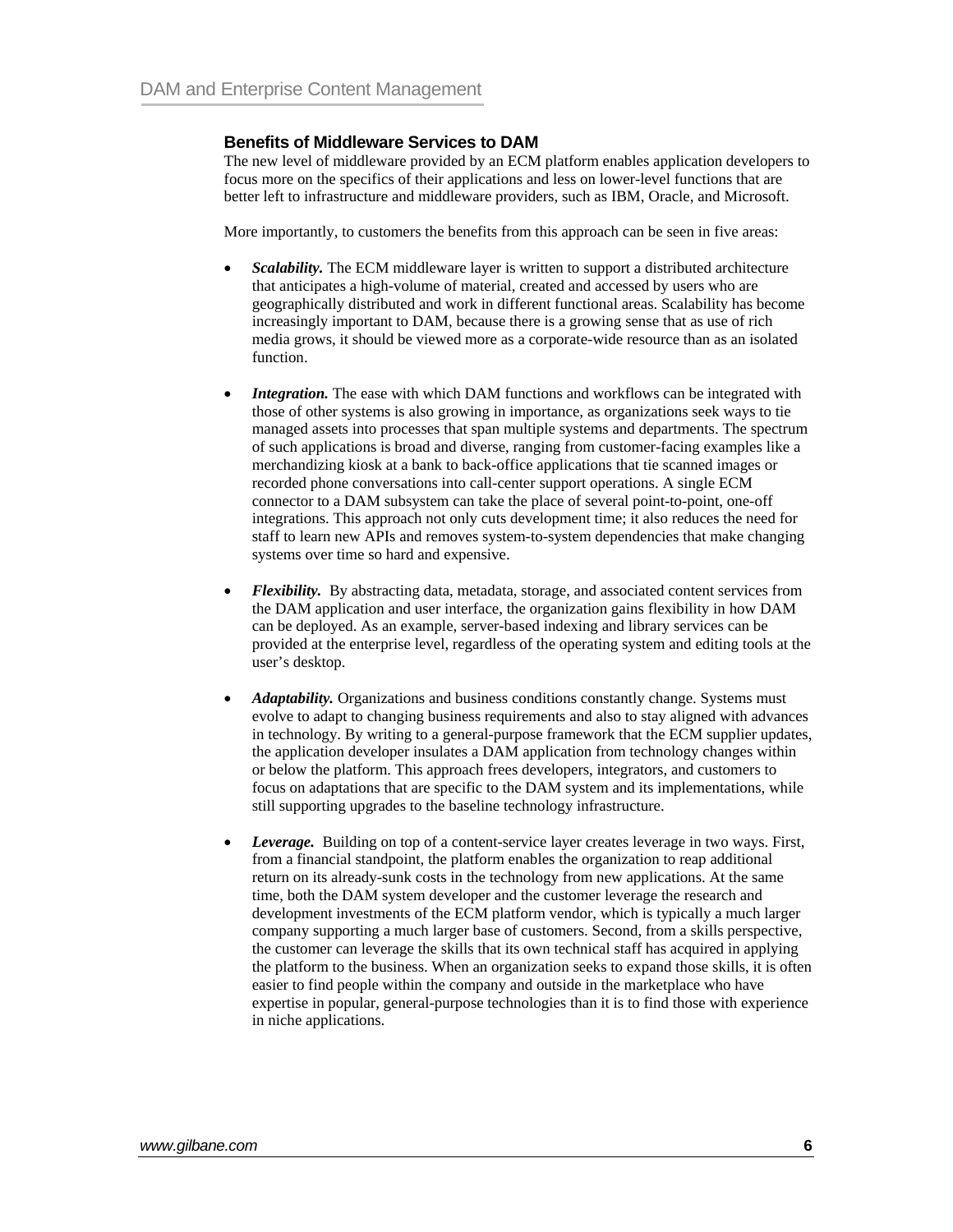### Benefits of Middleware Services to DAM

The new level of middleware provided by an ECM platform enables application developers to focus more on the specifics of their applications and less on lower-level functions that are better left to infrastructure and middleware providers, such as IBM, Oracle, and Microsoft.

More importantly, to customers the benefits from this approach can be seen in five areas:

- ***Scalability.*** The ECM middleware layer is written to support a distributed architecture that anticipates a high-volume of material, created and accessed by users who are geographically distributed and work in different functional areas. Scalability has become increasingly important to DAM, because there is a growing sense that as use of rich media grows, it should be viewed more as a corporate-wide resource than as an isolated function.

- ***Integration.*** The ease with which DAM functions and workflows can be integrated with those of other systems is also growing in importance, as organizations seek ways to tie managed assets into processes that span multiple systems and departments. The spectrum of such applications is broad and diverse, ranging from customer-facing examples like a merchandizing kiosk at a bank to back-office applications that tie scanned images or recorded phone conversations into call-center support operations. A single ECM connector to a DAM subsystem can take the place of several point-to-point, one-off integrations. This approach not only cuts development time; it also reduces the need for staff to learn new APIs and removes system-to-system dependencies that make changing systems over time so hard and expensive.

- ***Flexibility.*** By abstracting data, metadata, storage, and associated content services from the DAM application and user interface, the organization gains flexibility in how DAM can be deployed. As an example, server-based indexing and library services can be provided at the enterprise level, regardless of the operating system and editing tools at the user's desktop.

- ***Adaptability.*** Organizations and business conditions constantly change. Systems must evolve to adapt to changing business requirements and also to stay aligned with advances in technology. By writing to a general-purpose framework that the ECM supplier updates, the application developer insulates a DAM application from technology changes within or below the platform. This approach frees developers, integrators, and customers to focus on adaptations that are specific to the DAM system and its implementations, while still supporting upgrades to the baseline technology infrastructure.

- ***Leverage.*** Building on top of a content-service layer creates leverage in two ways. First, from a financial standpoint, the platform enables the organization to reap additional return on its already-sunk costs in the technology from new applications. At the same time, both the DAM system developer and the customer leverage the research and development investments of the ECM platform vendor, which is typically a much larger company supporting a much larger base of customers. Second, from a skills perspective, the customer can leverage the skills that its own technical staff has acquired in applying the platform to the business. When an organization seeks to expand those skills, it is often easier to find people within the company and outside in the marketplace who have expertise in popular, general-purpose technologies than it is to find those with experience in niche applications.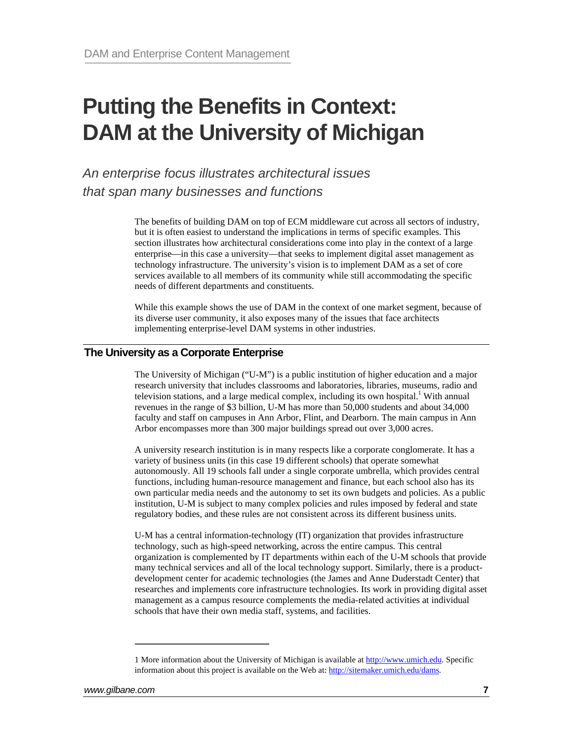# Putting the Benefits in Context: DAM at the University of Michigan

*An enterprise focus illustrates architectural issues that span many businesses and functions*

The benefits of building DAM on top of ECM middleware cut across all sectors of industry, but it is often easiest to understand the implications in terms of specific examples. This section illustrates how architectural considerations come into play in the context of a large enterprise—in this case a university—that seeks to implement digital asset management as technology infrastructure. The university's vision is to implement DAM as a set of core services available to all members of its community while still accommodating the specific needs of different departments and constituents.

While this example shows the use of DAM in the context of one market segment, because of its diverse user community, it also exposes many of the issues that face architects implementing enterprise-level DAM systems in other industries.

## The University as a Corporate Enterprise

The University of Michigan ("U-M") is a public institution of higher education and a major research university that includes classrooms and laboratories, libraries, museums, radio and television stations, and a large medical complex, including its own hospital.[1] With annual revenues in the range of $3 billion, U-M has more than 50,000 students and about 34,000 faculty and staff on campuses in Ann Arbor, Flint, and Dearborn. The main campus in Ann Arbor encompasses more than 300 major buildings spread out over 3,000 acres.

A university research institution is in many respects like a corporate conglomerate. It has a variety of business units (in this case 19 different schools) that operate somewhat autonomously. All 19 schools fall under a single corporate umbrella, which provides central functions, including human-resource management and finance, but each school also has its own particular media needs and the autonomy to set its own budgets and policies. As a public institution, U-M is subject to many complex policies and rules imposed by federal and state regulatory bodies, and these rules are not consistent across its different business units.

U-M has a central information-technology (IT) organization that provides infrastructure technology, such as high-speed networking, across the entire campus. This central organization is complemented by IT departments within each of the U-M schools that provide many technical services and all of the local technology support. Similarly, there is a product-development center for academic technologies (the James and Anne Duderstadt Center) that researches and implements core infrastructure technologies. Its work in providing digital asset management as a campus resource complements the media-related activities at individual schools that have their own media staff, systems, and facilities.

---

1 More information about the University of Michigan is available at http://www.umich.edu. Specific information about this project is available on the Web at: http://sitemaker.umich.edu/dams.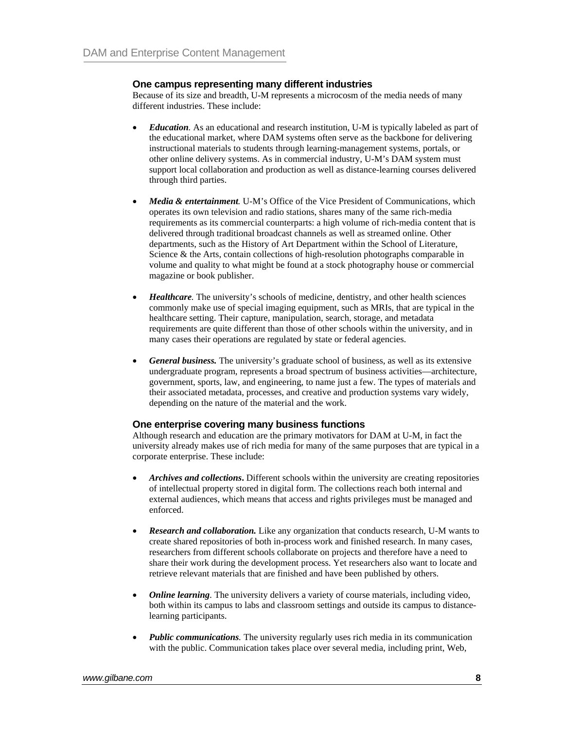### One campus representing many different industries

Because of its size and breadth, U-M represents a microcosm of the media needs of many different industries. These include:

- ***Education***. As an educational and research institution, U-M is typically labeled as part of the educational market, where DAM systems often serve as the backbone for delivering instructional materials to students through learning-management systems, portals, or other online delivery systems. As in commercial industry, U-M's DAM system must support local collaboration and production as well as distance-learning courses delivered through third parties.

- ***Media & entertainment.*** U-M's Office of the Vice President of Communications, which operates its own television and radio stations, shares many of the same rich-media requirements as its commercial counterparts: a high volume of rich-media content that is delivered through traditional broadcast channels as well as streamed online. Other departments, such as the History of Art Department within the School of Literature, Science & the Arts, contain collections of high-resolution photographs comparable in volume and quality to what might be found at a stock photography house or commercial magazine or book publisher.

- ***Healthcare***. The university's schools of medicine, dentistry, and other health sciences commonly make use of special imaging equipment, such as MRIs, that are typical in the healthcare setting. Their capture, manipulation, search, storage, and metadata requirements are quite different than those of other schools within the university, and in many cases their operations are regulated by state or federal agencies.

- ***General business.*** The university's graduate school of business, as well as its extensive undergraduate program, represents a broad spectrum of business activities—architecture, government, sports, law, and engineering, to name just a few. The types of materials and their associated metadata, processes, and creative and production systems vary widely, depending on the nature of the material and the work.

### One enterprise covering many business functions

Although research and education are the primary motivators for DAM at U-M, in fact the university already makes use of rich media for many of the same purposes that are typical in a corporate enterprise. These include:

- ***Archives and collections***. Different schools within the university are creating repositories of intellectual property stored in digital form. The collections reach both internal and external audiences, which means that access and rights privileges must be managed and enforced.

- ***Research and collaboration.*** Like any organization that conducts research, U-M wants to create shared repositories of both in-process work and finished research. In many cases, researchers from different schools collaborate on projects and therefore have a need to share their work during the development process. Yet researchers also want to locate and retrieve relevant materials that are finished and have been published by others.

- ***Online learning***. The university delivers a variety of course materials, including video, both within its campus to labs and classroom settings and outside its campus to distance-learning participants.

- ***Public communications***. The university regularly uses rich media in its communication with the public. Communication takes place over several media, including print, Web,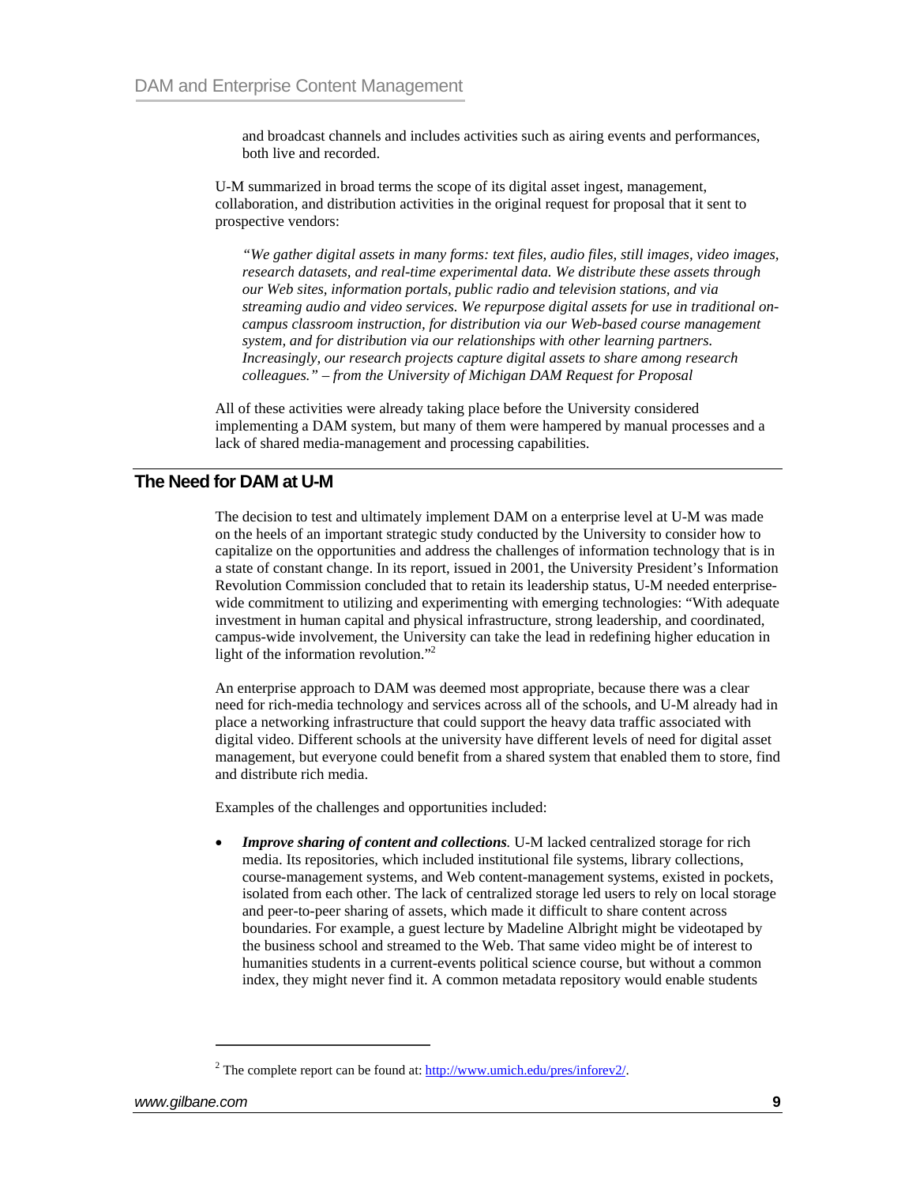and broadcast channels and includes activities such as airing events and performances, both live and recorded.

U-M summarized in broad terms the scope of its digital asset ingest, management, collaboration, and distribution activities in the original request for proposal that it sent to prospective vendors:

> *"We gather digital assets in many forms: text files, audio files, still images, video images, research datasets, and real-time experimental data. We distribute these assets through our Web sites, information portals, public radio and television stations, and via streaming audio and video services. We repurpose digital assets for use in traditional on-campus classroom instruction, for distribution via our Web-based course management system, and for distribution via our relationships with other learning partners. Increasingly, our research projects capture digital assets to share among research colleagues." – from the University of Michigan DAM Request for Proposal*

All of these activities were already taking place before the University considered implementing a DAM system, but many of them were hampered by manual processes and a lack of shared media-management and processing capabilities.

## The Need for DAM at U-M

The decision to test and ultimately implement DAM on a enterprise level at U-M was made on the heels of an important strategic study conducted by the University to consider how to capitalize on the opportunities and address the challenges of information technology that is in a state of constant change. In its report, issued in 2001, the University President's Information Revolution Commission concluded that to retain its leadership status, U-M needed enterprise-wide commitment to utilizing and experimenting with emerging technologies: "With adequate investment in human capital and physical infrastructure, strong leadership, and coordinated, campus-wide involvement, the University can take the lead in redefining higher education in light of the information revolution."[2]

An enterprise approach to DAM was deemed most appropriate, because there was a clear need for rich-media technology and services across all of the schools, and U-M already had in place a networking infrastructure that could support the heavy data traffic associated with digital video. Different schools at the university have different levels of need for digital asset management, but everyone could benefit from a shared system that enabled them to store, find and distribute rich media.

Examples of the challenges and opportunities included:

- ***Improve sharing of content and collections.*** U-M lacked centralized storage for rich media. Its repositories, which included institutional file systems, library collections, course-management systems, and Web content-management systems, existed in pockets, isolated from each other. The lack of centralized storage led users to rely on local storage and peer-to-peer sharing of assets, which made it difficult to share content across boundaries. For example, a guest lecture by Madeline Albright might be videotaped by the business school and streamed to the Web. That same video might be of interest to humanities students in a current-events political science course, but without a common index, they might never find it. A common metadata repository would enable students

[2] The complete report can be found at: http://www.umich.edu/pres/inforev2/.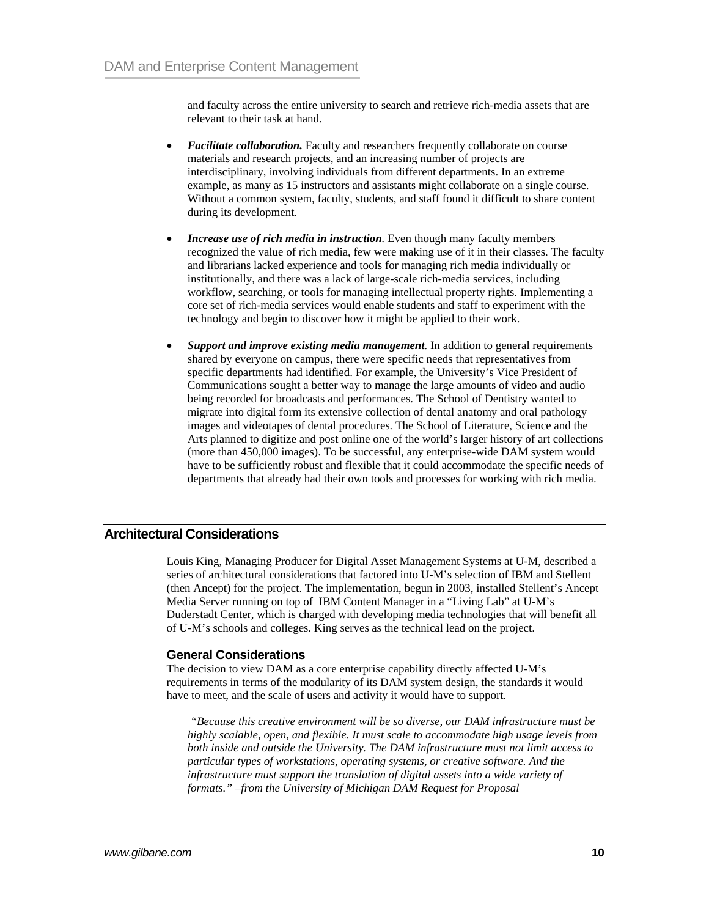and faculty across the entire university to search and retrieve rich-media assets that are relevant to their task at hand.

- ***Facilitate collaboration.*** Faculty and researchers frequently collaborate on course materials and research projects, and an increasing number of projects are interdisciplinary, involving individuals from different departments. In an extreme example, as many as 15 instructors and assistants might collaborate on a single course. Without a common system, faculty, students, and staff found it difficult to share content during its development.
- ***Increase use of rich media in instruction***. Even though many faculty members recognized the value of rich media, few were making use of it in their classes. The faculty and librarians lacked experience and tools for managing rich media individually or institutionally, and there was a lack of large-scale rich-media services, including workflow, searching, or tools for managing intellectual property rights. Implementing a core set of rich-media services would enable students and staff to experiment with the technology and begin to discover how it might be applied to their work.
- ***Support and improve existing media management***. In addition to general requirements shared by everyone on campus, there were specific needs that representatives from specific departments had identified. For example, the University's Vice President of Communications sought a better way to manage the large amounts of video and audio being recorded for broadcasts and performances. The School of Dentistry wanted to migrate into digital form its extensive collection of dental anatomy and oral pathology images and videotapes of dental procedures. The School of Literature, Science and the Arts planned to digitize and post online one of the world's larger history of art collections (more than 450,000 images). To be successful, any enterprise-wide DAM system would have to be sufficiently robust and flexible that it could accommodate the specific needs of departments that already had their own tools and processes for working with rich media.

## Architectural Considerations

Louis King, Managing Producer for Digital Asset Management Systems at U-M, described a series of architectural considerations that factored into U-M's selection of IBM and Stellent (then Ancept) for the project. The implementation, begun in 2003, installed Stellent's Ancept Media Server running on top of IBM Content Manager in a "Living Lab" at U-M's Duderstadt Center, which is charged with developing media technologies that will benefit all of U-M's schools and colleges. King serves as the technical lead on the project.

### General Considerations

The decision to view DAM as a core enterprise capability directly affected U-M's requirements in terms of the modularity of its DAM system design, the standards it would have to meet, and the scale of users and activity it would have to support.

> *"Because this creative environment will be so diverse, our DAM infrastructure must be highly scalable, open, and flexible. It must scale to accommodate high usage levels from both inside and outside the University. The DAM infrastructure must not limit access to particular types of workstations, operating systems, or creative software. And the infrastructure must support the translation of digital assets into a wide variety of formats." –from the University of Michigan DAM Request for Proposal*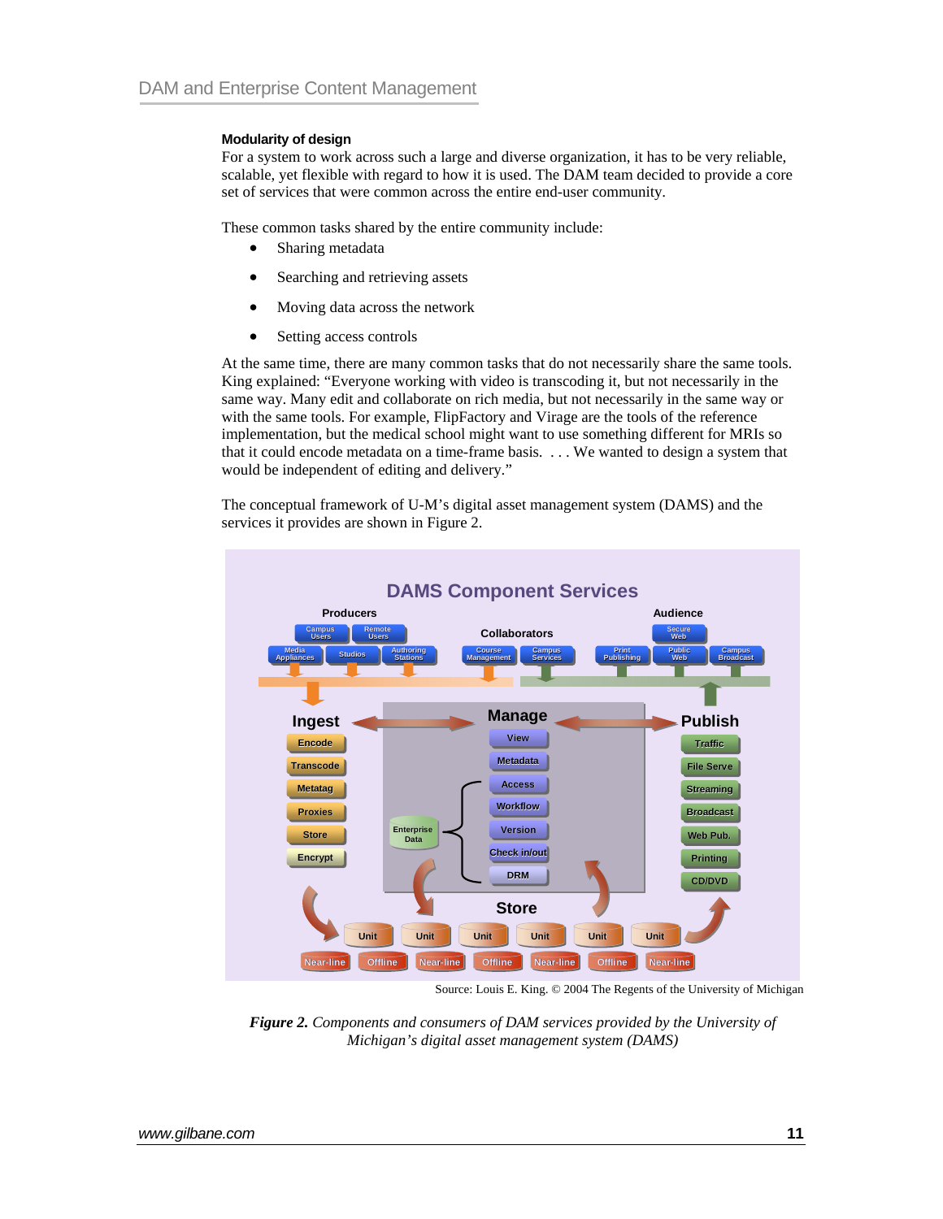### Modularity of design

For a system to work across such a large and diverse organization, it has to be very reliable, scalable, yet flexible with regard to how it is used. The DAM team decided to provide a core set of services that were common across the entire end-user community.

These common tasks shared by the entire community include:

- Sharing metadata
- Searching and retrieving assets
- Moving data across the network
- Setting access controls

At the same time, there are many common tasks that do not necessarily share the same tools. King explained: "Everyone working with video is transcoding it, but not necessarily in the same way. Many edit and collaborate on rich media, but not necessarily in the same way or with the same tools. For example, FlipFactory and Virage are the tools of the reference implementation, but the medical school might want to use something different for MRIs so that it could encode metadata on a time-frame basis. . . . We wanted to design a system that would be independent of editing and delivery."

The conceptual framework of U-M's digital asset management system (DAMS) and the services it provides are shown in Figure 2.

Source: Louis E. King. © 2004 The Regents of the University of Michigan

***Figure 2.*** *Components and consumers of DAM services provided by the University of Michigan's digital asset management system (DAMS)*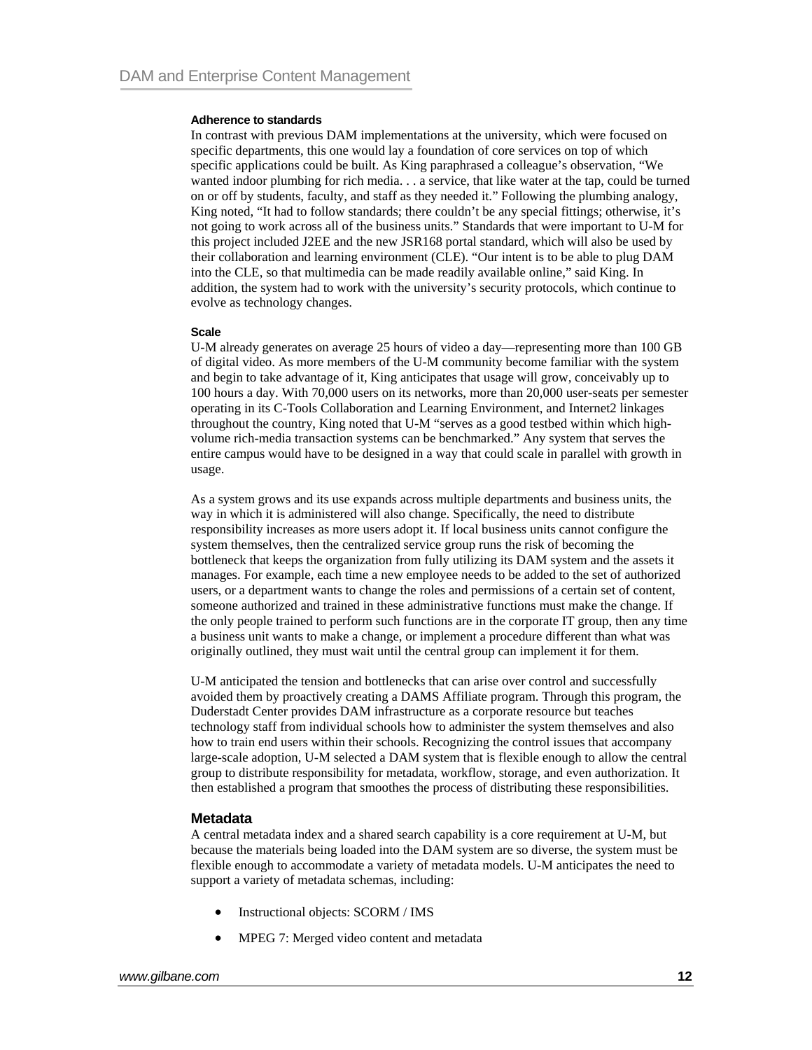#### Adherence to standards

In contrast with previous DAM implementations at the university, which were focused on specific departments, this one would lay a foundation of core services on top of which specific applications could be built. As King paraphrased a colleague's observation, "We wanted indoor plumbing for rich media. . . a service, that like water at the tap, could be turned on or off by students, faculty, and staff as they needed it." Following the plumbing analogy, King noted, "It had to follow standards; there couldn't be any special fittings; otherwise, it's not going to work across all of the business units." Standards that were important to U-M for this project included J2EE and the new JSR168 portal standard, which will also be used by their collaboration and learning environment (CLE). "Our intent is to be able to plug DAM into the CLE, so that multimedia can be made readily available online," said King. In addition, the system had to work with the university's security protocols, which continue to evolve as technology changes.

#### Scale

U-M already generates on average 25 hours of video a day—representing more than 100 GB of digital video. As more members of the U-M community become familiar with the system and begin to take advantage of it, King anticipates that usage will grow, conceivably up to 100 hours a day. With 70,000 users on its networks, more than 20,000 user-seats per semester operating in its C-Tools Collaboration and Learning Environment, and Internet2 linkages throughout the country, King noted that U-M "serves as a good testbed within which high-volume rich-media transaction systems can be benchmarked." Any system that serves the entire campus would have to be designed in a way that could scale in parallel with growth in usage.

As a system grows and its use expands across multiple departments and business units, the way in which it is administered will also change. Specifically, the need to distribute responsibility increases as more users adopt it. If local business units cannot configure the system themselves, then the centralized service group runs the risk of becoming the bottleneck that keeps the organization from fully utilizing its DAM system and the assets it manages. For example, each time a new employee needs to be added to the set of authorized users, or a department wants to change the roles and permissions of a certain set of content, someone authorized and trained in these administrative functions must make the change. If the only people trained to perform such functions are in the corporate IT group, then any time a business unit wants to make a change, or implement a procedure different than what was originally outlined, they must wait until the central group can implement it for them.

U-M anticipated the tension and bottlenecks that can arise over control and successfully avoided them by proactively creating a DAMS Affiliate program. Through this program, the Duderstadt Center provides DAM infrastructure as a corporate resource but teaches technology staff from individual schools how to administer the system themselves and also how to train end users within their schools. Recognizing the control issues that accompany large-scale adoption, U-M selected a DAM system that is flexible enough to allow the central group to distribute responsibility for metadata, workflow, storage, and even authorization. It then established a program that smoothes the process of distributing these responsibilities.

### Metadata

A central metadata index and a shared search capability is a core requirement at U-M, but because the materials being loaded into the DAM system are so diverse, the system must be flexible enough to accommodate a variety of metadata models. U-M anticipates the need to support a variety of metadata schemas, including:

- Instructional objects: SCORM / IMS
- MPEG 7: Merged video content and metadata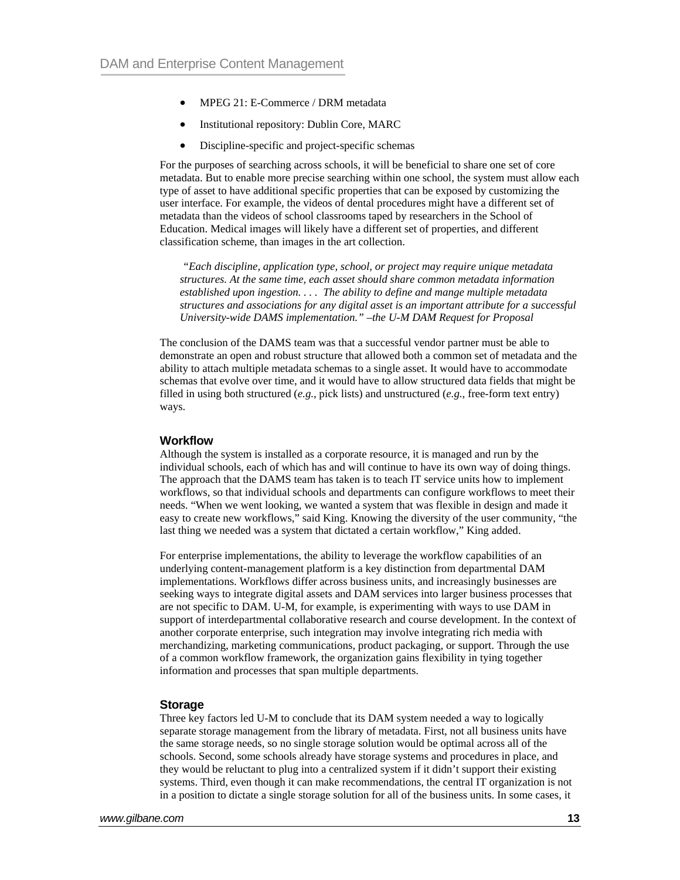- MPEG 21: E-Commerce / DRM metadata
- Institutional repository: Dublin Core, MARC
- Discipline-specific and project-specific schemas

For the purposes of searching across schools, it will be beneficial to share one set of core metadata. But to enable more precise searching within one school, the system must allow each type of asset to have additional specific properties that can be exposed by customizing the user interface. For example, the videos of dental procedures might have a different set of metadata than the videos of school classrooms taped by researchers in the School of Education. Medical images will likely have a different set of properties, and different classification scheme, than images in the art collection.

> *"Each discipline, application type, school, or project may require unique metadata structures. At the same time, each asset should share common metadata information established upon ingestion. . . .  The ability to define and mange multiple metadata structures and associations for any digital asset is an important attribute for a successful University-wide DAMS implementation." –the U-M DAM Request for Proposal*

The conclusion of the DAMS team was that a successful vendor partner must be able to demonstrate an open and robust structure that allowed both a common set of metadata and the ability to attach multiple metadata schemas to a single asset. It would have to accommodate schemas that evolve over time, and it would have to allow structured data fields that might be filled in using both structured (*e.g.*, pick lists) and unstructured (*e.g.*, free-form text entry) ways.

### Workflow

Although the system is installed as a corporate resource, it is managed and run by the individual schools, each of which has and will continue to have its own way of doing things. The approach that the DAMS team has taken is to teach IT service units how to implement workflows, so that individual schools and departments can configure workflows to meet their needs. "When we went looking, we wanted a system that was flexible in design and made it easy to create new workflows," said King. Knowing the diversity of the user community, "the last thing we needed was a system that dictated a certain workflow," King added.

For enterprise implementations, the ability to leverage the workflow capabilities of an underlying content-management platform is a key distinction from departmental DAM implementations. Workflows differ across business units, and increasingly businesses are seeking ways to integrate digital assets and DAM services into larger business processes that are not specific to DAM. U-M, for example, is experimenting with ways to use DAM in support of interdepartmental collaborative research and course development. In the context of another corporate enterprise, such integration may involve integrating rich media with merchandizing, marketing communications, product packaging, or support. Through the use of a common workflow framework, the organization gains flexibility in tying together information and processes that span multiple departments.

### Storage

Three key factors led U-M to conclude that its DAM system needed a way to logically separate storage management from the library of metadata. First, not all business units have the same storage needs, so no single storage solution would be optimal across all of the schools. Second, some schools already have storage systems and procedures in place, and they would be reluctant to plug into a centralized system if it didn't support their existing systems. Third, even though it can make recommendations, the central IT organization is not in a position to dictate a single storage solution for all of the business units. In some cases, it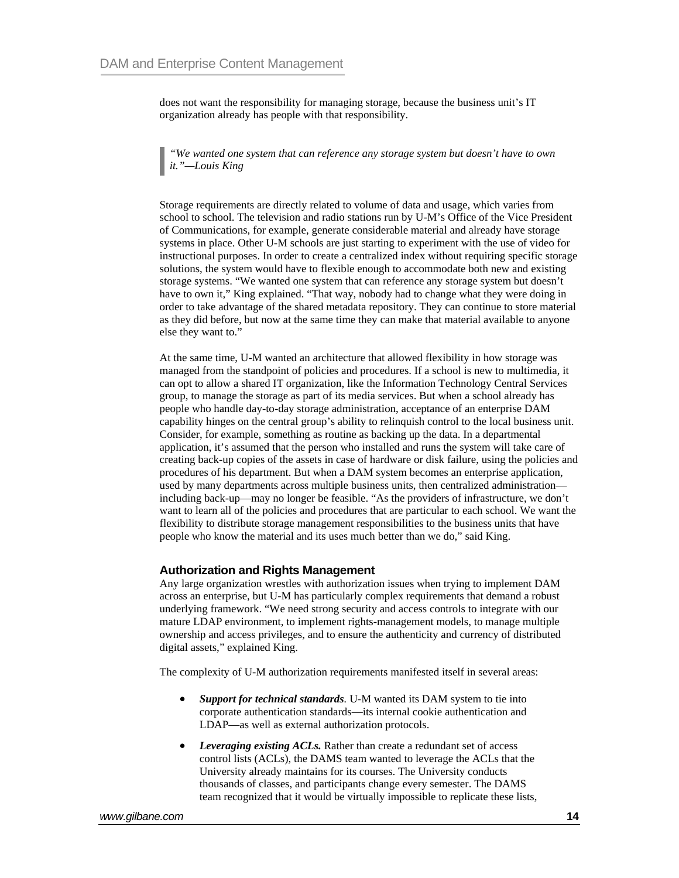does not want the responsibility for managing storage, because the business unit's IT organization already has people with that responsibility.

> *"We wanted one system that can reference any storage system but doesn't have to own it."—Louis King*

Storage requirements are directly related to volume of data and usage, which varies from school to school. The television and radio stations run by U-M's Office of the Vice President of Communications, for example, generate considerable material and already have storage systems in place. Other U-M schools are just starting to experiment with the use of video for instructional purposes. In order to create a centralized index without requiring specific storage solutions, the system would have to flexible enough to accommodate both new and existing storage systems. "We wanted one system that can reference any storage system but doesn't have to own it," King explained. "That way, nobody had to change what they were doing in order to take advantage of the shared metadata repository. They can continue to store material as they did before, but now at the same time they can make that material available to anyone else they want to."

At the same time, U-M wanted an architecture that allowed flexibility in how storage was managed from the standpoint of policies and procedures. If a school is new to multimedia, it can opt to allow a shared IT organization, like the Information Technology Central Services group, to manage the storage as part of its media services. But when a school already has people who handle day-to-day storage administration, acceptance of an enterprise DAM capability hinges on the central group's ability to relinquish control to the local business unit. Consider, for example, something as routine as backing up the data. In a departmental application, it's assumed that the person who installed and runs the system will take care of creating back-up copies of the assets in case of hardware or disk failure, using the policies and procedures of his department. But when a DAM system becomes an enterprise application, used by many departments across multiple business units, then centralized administration—including back-up—may no longer be feasible. "As the providers of infrastructure, we don't want to learn all of the policies and procedures that are particular to each school. We want the flexibility to distribute storage management responsibilities to the business units that have people who know the material and its uses much better than we do," said King.

### Authorization and Rights Management

Any large organization wrestles with authorization issues when trying to implement DAM across an enterprise, but U-M has particularly complex requirements that demand a robust underlying framework. "We need strong security and access controls to integrate with our mature LDAP environment, to implement rights-management models, to manage multiple ownership and access privileges, and to ensure the authenticity and currency of distributed digital assets," explained King.

The complexity of U-M authorization requirements manifested itself in several areas:

- ***Support for technical standards**.* U-M wanted its DAM system to tie into corporate authentication standards—its internal cookie authentication and LDAP—as well as external authorization protocols.
- ***Leveraging existing ACLs.*** Rather than create a redundant set of access control lists (ACLs), the DAMS team wanted to leverage the ACLs that the University already maintains for its courses. The University conducts thousands of classes, and participants change every semester. The DAMS team recognized that it would be virtually impossible to replicate these lists,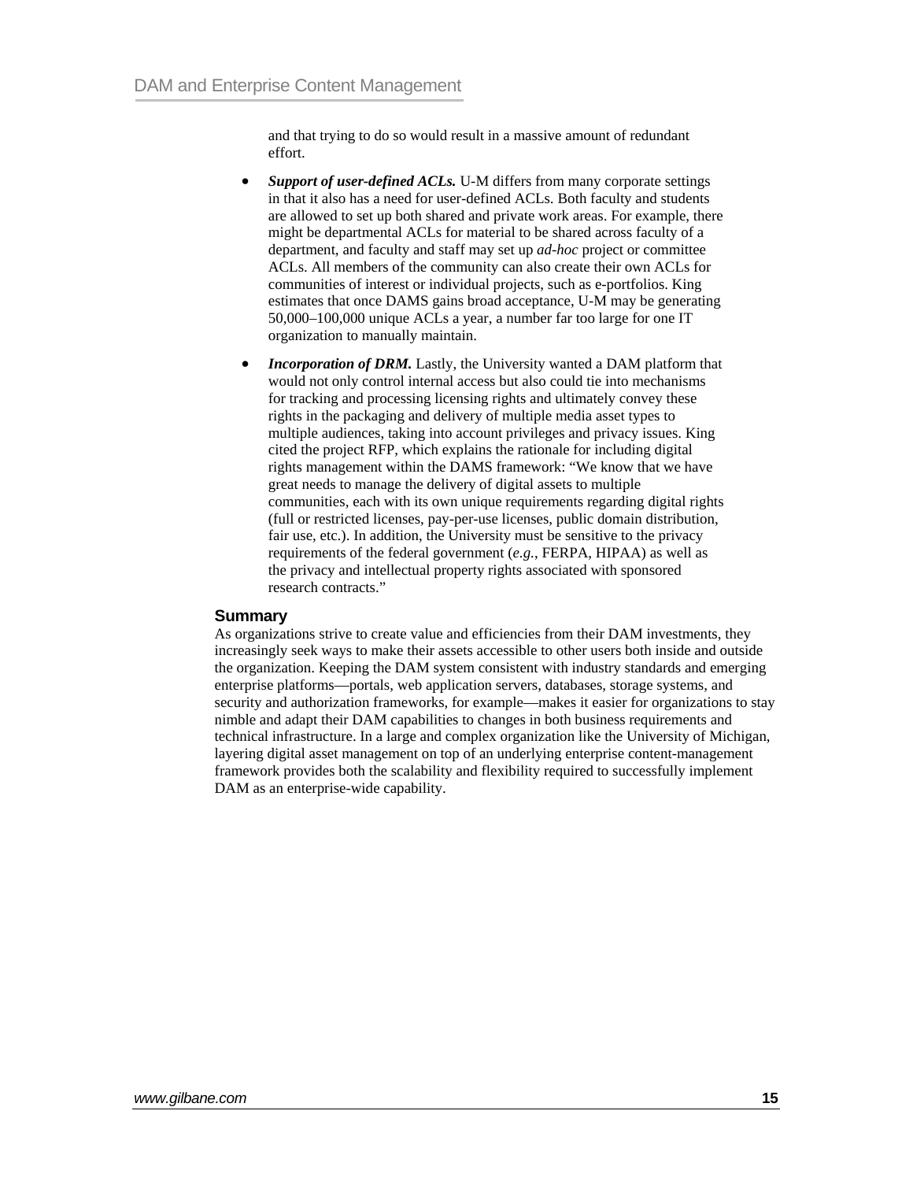and that trying to do so would result in a massive amount of redundant effort.

- ***Support of user-defined ACLs.*** U-M differs from many corporate settings in that it also has a need for user-defined ACLs. Both faculty and students are allowed to set up both shared and private work areas. For example, there might be departmental ACLs for material to be shared across faculty of a department, and faculty and staff may set up *ad-hoc* project or committee ACLs. All members of the community can also create their own ACLs for communities of interest or individual projects, such as e-portfolios. King estimates that once DAMS gains broad acceptance, U-M may be generating 50,000–100,000 unique ACLs a year, a number far too large for one IT organization to manually maintain.
- ***Incorporation of DRM.*** Lastly, the University wanted a DAM platform that would not only control internal access but also could tie into mechanisms for tracking and processing licensing rights and ultimately convey these rights in the packaging and delivery of multiple media asset types to multiple audiences, taking into account privileges and privacy issues. King cited the project RFP, which explains the rationale for including digital rights management within the DAMS framework: "We know that we have great needs to manage the delivery of digital assets to multiple communities, each with its own unique requirements regarding digital rights (full or restricted licenses, pay-per-use licenses, public domain distribution, fair use, etc.). In addition, the University must be sensitive to the privacy requirements of the federal government (*e.g.*, FERPA, HIPAA) as well as the privacy and intellectual property rights associated with sponsored research contracts."

## Summary

As organizations strive to create value and efficiencies from their DAM investments, they increasingly seek ways to make their assets accessible to other users both inside and outside the organization. Keeping the DAM system consistent with industry standards and emerging enterprise platforms—portals, web application servers, databases, storage systems, and security and authorization frameworks, for example—makes it easier for organizations to stay nimble and adapt their DAM capabilities to changes in both business requirements and technical infrastructure. In a large and complex organization like the University of Michigan, layering digital asset management on top of an underlying enterprise content-management framework provides both the scalability and flexibility required to successfully implement DAM as an enterprise-wide capability.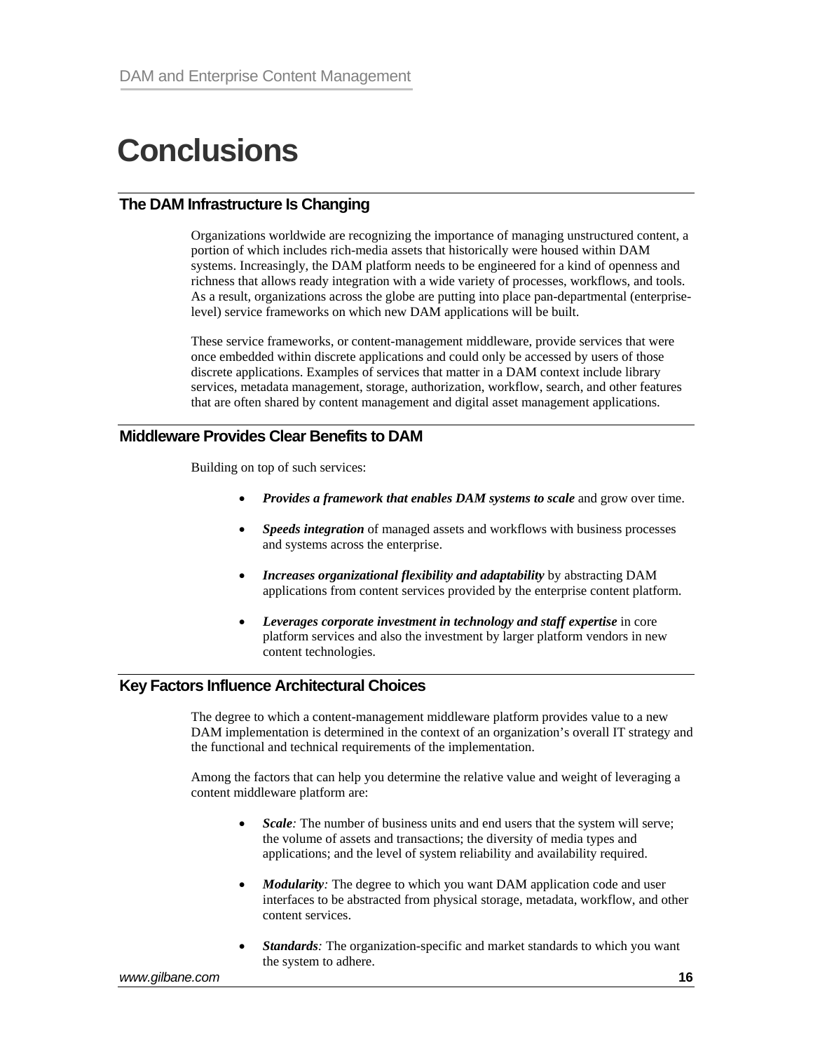# Conclusions

## The DAM Infrastructure Is Changing

Organizations worldwide are recognizing the importance of managing unstructured content, a portion of which includes rich-media assets that historically were housed within DAM systems. Increasingly, the DAM platform needs to be engineered for a kind of openness and richness that allows ready integration with a wide variety of processes, workflows, and tools. As a result, organizations across the globe are putting into place pan-departmental (enterprise-level) service frameworks on which new DAM applications will be built.

These service frameworks, or content-management middleware, provide services that were once embedded within discrete applications and could only be accessed by users of those discrete applications. Examples of services that matter in a DAM context include library services, metadata management, storage, authorization, workflow, search, and other features that are often shared by content management and digital asset management applications.

## Middleware Provides Clear Benefits to DAM

Building on top of such services:

- ***Provides a framework that enables DAM systems to scale*** and grow over time.
- ***Speeds integration*** of managed assets and workflows with business processes and systems across the enterprise.
- ***Increases organizational flexibility and adaptability*** by abstracting DAM applications from content services provided by the enterprise content platform.
- ***Leverages corporate investment in technology and staff expertise*** in core platform services and also the investment by larger platform vendors in new content technologies.

## Key Factors Influence Architectural Choices

The degree to which a content-management middleware platform provides value to a new DAM implementation is determined in the context of an organization's overall IT strategy and the functional and technical requirements of the implementation.

Among the factors that can help you determine the relative value and weight of leveraging a content middleware platform are:

- ***Scale:*** The number of business units and end users that the system will serve; the volume of assets and transactions; the diversity of media types and applications; and the level of system reliability and availability required.
- ***Modularity:*** The degree to which you want DAM application code and user interfaces to be abstracted from physical storage, metadata, workflow, and other content services.
- ***Standards:*** The organization-specific and market standards to which you want the system to adhere.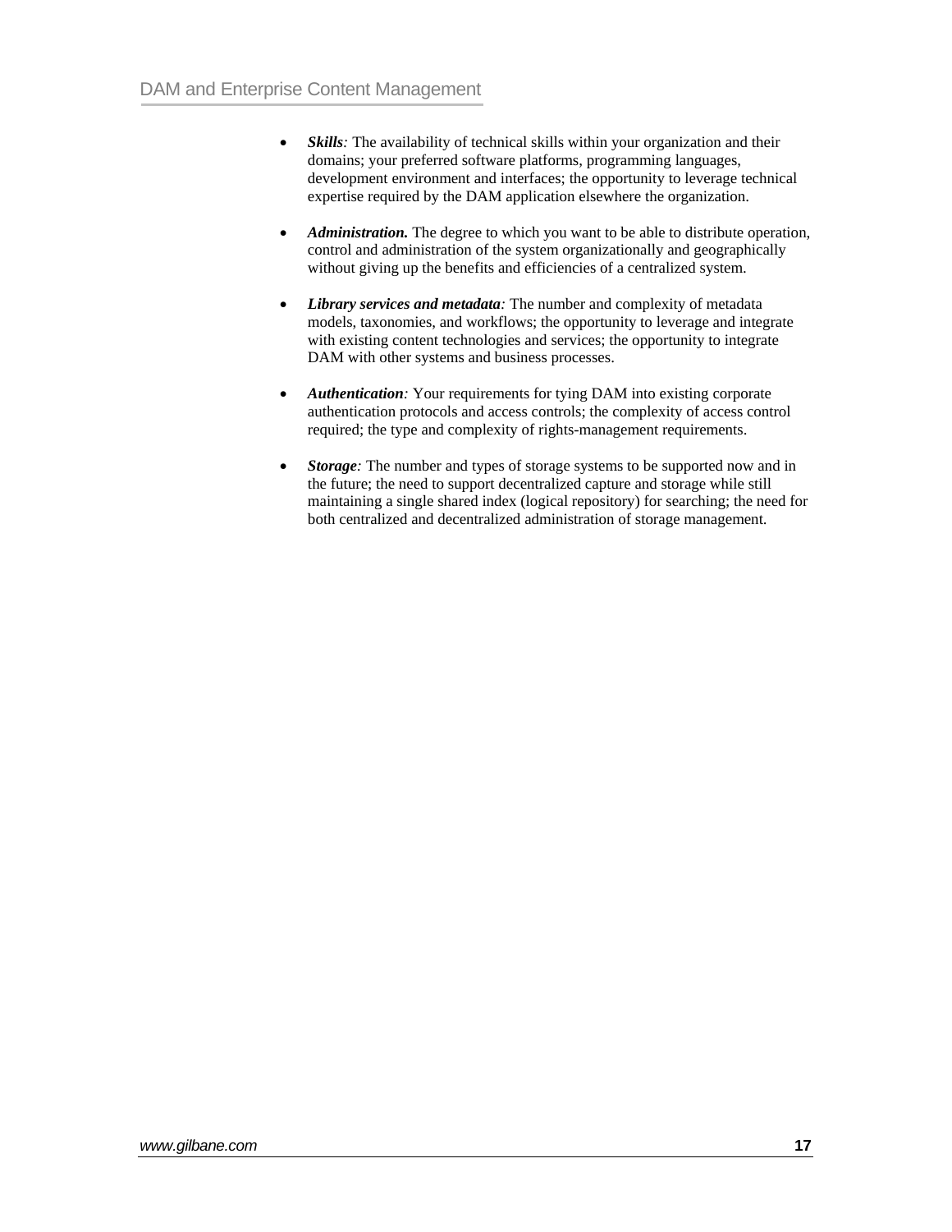- ***Skills****:* The availability of technical skills within your organization and their domains; your preferred software platforms, programming languages, development environment and interfaces; the opportunity to leverage technical expertise required by the DAM application elsewhere the organization.

- ***Administration.*** The degree to which you want to be able to distribute operation, control and administration of the system organizationally and geographically without giving up the benefits and efficiencies of a centralized system.

- ***Library services and metadata****:* The number and complexity of metadata models, taxonomies, and workflows; the opportunity to leverage and integrate with existing content technologies and services; the opportunity to integrate DAM with other systems and business processes.

- ***Authentication****:* Your requirements for tying DAM into existing corporate authentication protocols and access controls; the complexity of access control required; the type and complexity of rights-management requirements.

- ***Storage****:* The number and types of storage systems to be supported now and in the future; the need to support decentralized capture and storage while still maintaining a single shared index (logical repository) for searching; the need for both centralized and decentralized administration of storage management.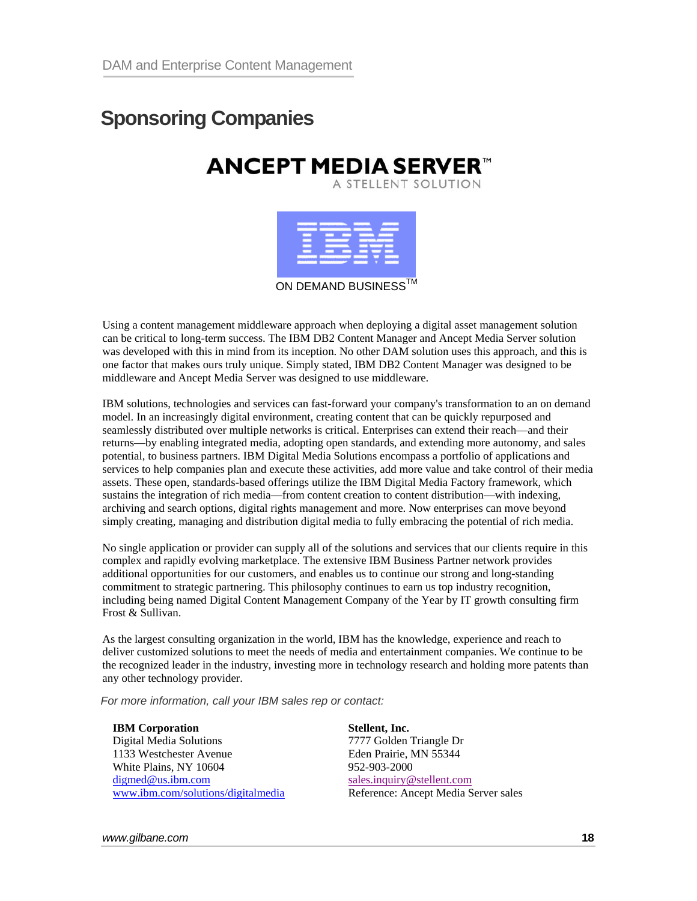## Sponsoring Companies

ANCEPT MEDIA SERVER™
A STELLENT SOLUTION

IBM
ON DEMAND BUSINESS™

Using a content management middleware approach when deploying a digital asset management solution can be critical to long-term success. The IBM DB2 Content Manager and Ancept Media Server solution was developed with this in mind from its inception. No other DAM solution uses this approach, and this is one factor that makes ours truly unique. Simply stated, IBM DB2 Content Manager was designed to be middleware and Ancept Media Server was designed to use middleware.

IBM solutions, technologies and services can fast-forward your company's transformation to an on demand model. In an increasingly digital environment, creating content that can be quickly repurposed and seamlessly distributed over multiple networks is critical. Enterprises can extend their reach—and their returns—by enabling integrated media, adopting open standards, and extending more autonomy, and sales potential, to business partners. IBM Digital Media Solutions encompass a portfolio of applications and services to help companies plan and execute these activities, add more value and take control of their media assets. These open, standards-based offerings utilize the IBM Digital Media Factory framework, which sustains the integration of rich media—from content creation to content distribution—with indexing, archiving and search options, digital rights management and more. Now enterprises can move beyond simply creating, managing and distribution digital media to fully embracing the potential of rich media.

No single application or provider can supply all of the solutions and services that our clients require in this complex and rapidly evolving marketplace. The extensive IBM Business Partner network provides additional opportunities for our customers, and enables us to continue our strong and long-standing commitment to strategic partnering. This philosophy continues to earn us top industry recognition, including being named Digital Content Management Company of the Year by IT growth consulting firm Frost & Sullivan.

As the largest consulting organization in the world, IBM has the knowledge, experience and reach to deliver customized solutions to meet the needs of media and entertainment companies. We continue to be the recognized leader in the industry, investing more in technology research and holding more patents than any other technology provider.

*For more information, call your IBM sales rep or contact:*

**IBM Corporation**
Digital Media Solutions
1133 Westchester Avenue
White Plains, NY 10604
digmed@us.ibm.com
www.ibm.com/solutions/digitalmedia

**Stellent, Inc.**
7777 Golden Triangle Dr
Eden Prairie, MN 55344
952-903-2000
sales.inquiry@stellent.com
Reference: Ancept Media Server sales